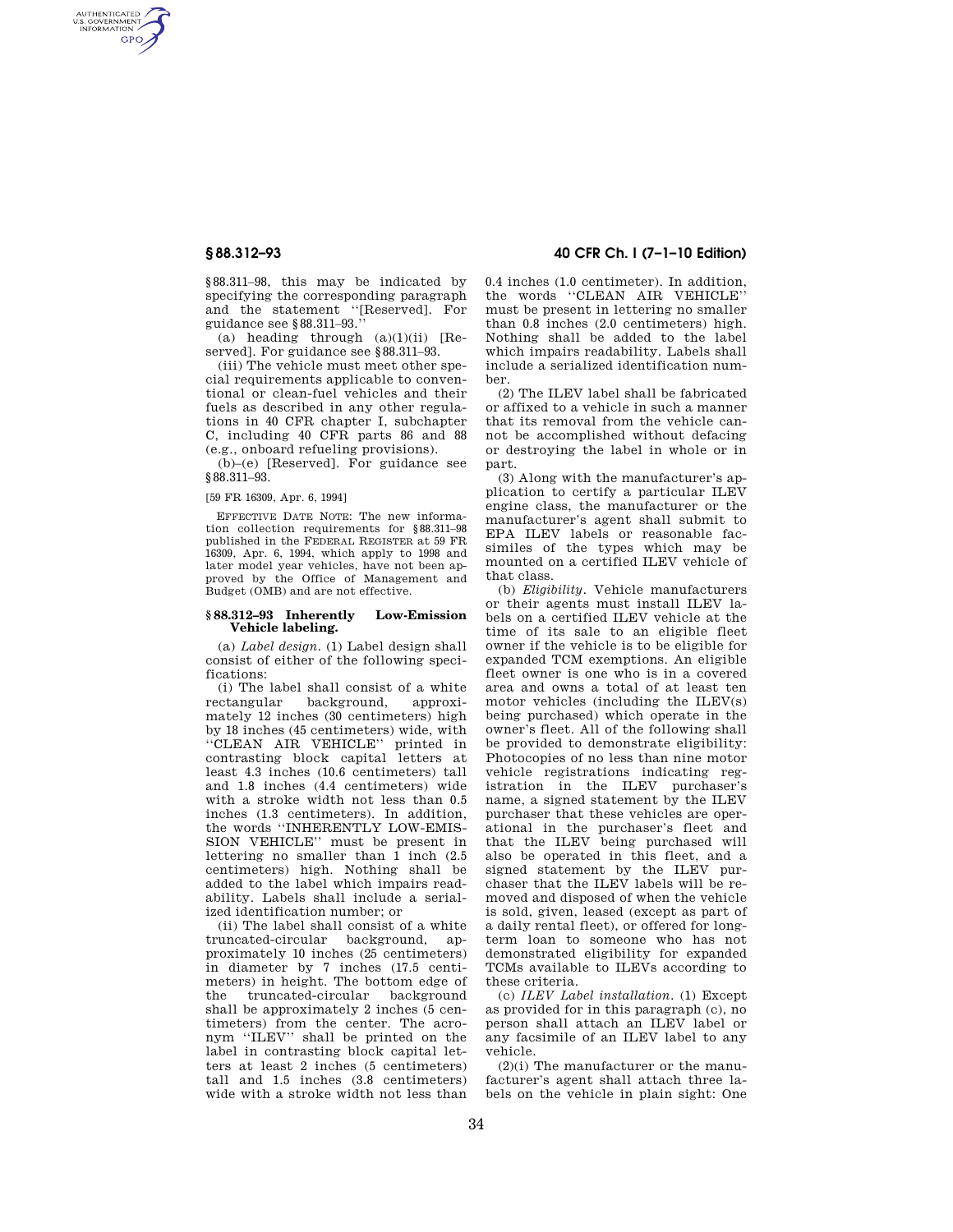§88.311–98, this may be indicated by specifying the corresponding paragraph and the statement "[Reserved]. For guidance see §88.311–93."

(a) heading through (a)(1)(ii) [Reserved]. For guidance see §88.311–93.

(iii) The vehicle must meet other special requirements applicable to conventional or clean-fuel vehicles and their fuels as described in any other regulations in 40 CFR chapter I, subchapter C, including 40 CFR parts 86 and 88 (e.g., onboard refueling provisions).

(b)–(e) [Reserved]. For guidance see §88.311–93.

[59 FR 16309, Apr. 6, 1994]

EFFECTIVE DATE NOTE: The new information collection requirements for §88.311–98 published in the FEDERAL REGISTER at 59 FR 16309, Apr. 6, 1994, which apply to 1998 and later model year vehicles, have not been approved by the Office of Management and Budget (OMB) and are not effective.

### §88.312–93 Inherently Low-Emission Vehicle labeling.

(a) *Label design.* (1) Label design shall consist of either of the following specifications:

(i) The label shall consist of a white rectangular background, approximately 12 inches (30 centimeters) high by 18 inches (45 centimeters) wide, with "CLEAN AIR VEHICLE" printed in contrasting block capital letters at least 4.3 inches (10.6 centimeters) tall and 1.8 inches (4.4 centimeters) wide with a stroke width not less than 0.5 inches (1.3 centimeters). In addition, the words "INHERENTLY LOW-EMISSION VEHICLE" must be present in lettering no smaller than 1 inch (2.5 centimeters) high. Nothing shall be added to the label which impairs readability. Labels shall include a serialized identification number; or

(ii) The label shall consist of a white truncated-circular background, approximately 10 inches (25 centimeters) in diameter by 7 inches (17.5 centimeters) in height. The bottom edge of the truncated-circular background shall be approximately 2 inches (5 centimeters) from the center. The acronym "ILEV" shall be printed on the label in contrasting block capital letters at least 2 inches (5 centimeters) tall and 1.5 inches (3.8 centimeters) wide with a stroke width not less than 0.4 inches (1.0 centimeter). In addition, the words "CLEAN AIR VEHICLE" must be present in lettering no smaller than 0.8 inches (2.0 centimeters) high. Nothing shall be added to the label which impairs readability. Labels shall include a serialized identification number.

(2) The ILEV label shall be fabricated or affixed to a vehicle in such a manner that its removal from the vehicle cannot be accomplished without defacing or destroying the label in whole or in part.

(3) Along with the manufacturer's application to certify a particular ILEV engine class, the manufacturer or the manufacturer's agent shall submit to EPA ILEV labels or reasonable facsimiles of the types which may be mounted on a certified ILEV vehicle of that class.

(b) *Eligibility.* Vehicle manufacturers or their agents must install ILEV labels on a certified ILEV vehicle at the time of its sale to an eligible fleet owner if the vehicle is to be eligible for expanded TCM exemptions. An eligible fleet owner is one who is in a covered area and owns a total of at least ten motor vehicles (including the ILEV(s) being purchased) which operate in the owner's fleet. All of the following shall be provided to demonstrate eligibility: Photocopies of no less than nine motor vehicle registrations indicating registration in the ILEV purchaser's name, a signed statement by the ILEV purchaser that these vehicles are operational in the purchaser's fleet and that the ILEV being purchased will also be operated in this fleet, and a signed statement by the ILEV purchaser that the ILEV labels will be removed and disposed of when the vehicle is sold, given, leased (except as part of a daily rental fleet), or offered for long-term loan to someone who has not demonstrated eligibility for expanded TCMs available to ILEVs according to these criteria.

(c) *ILEV Label installation.* (1) Except as provided for in this paragraph (c), no person shall attach an ILEV label or any facsimile of an ILEV label to any vehicle.

(2)(i) The manufacturer or the manufacturer's agent shall attach three labels on the vehicle in plain sight: One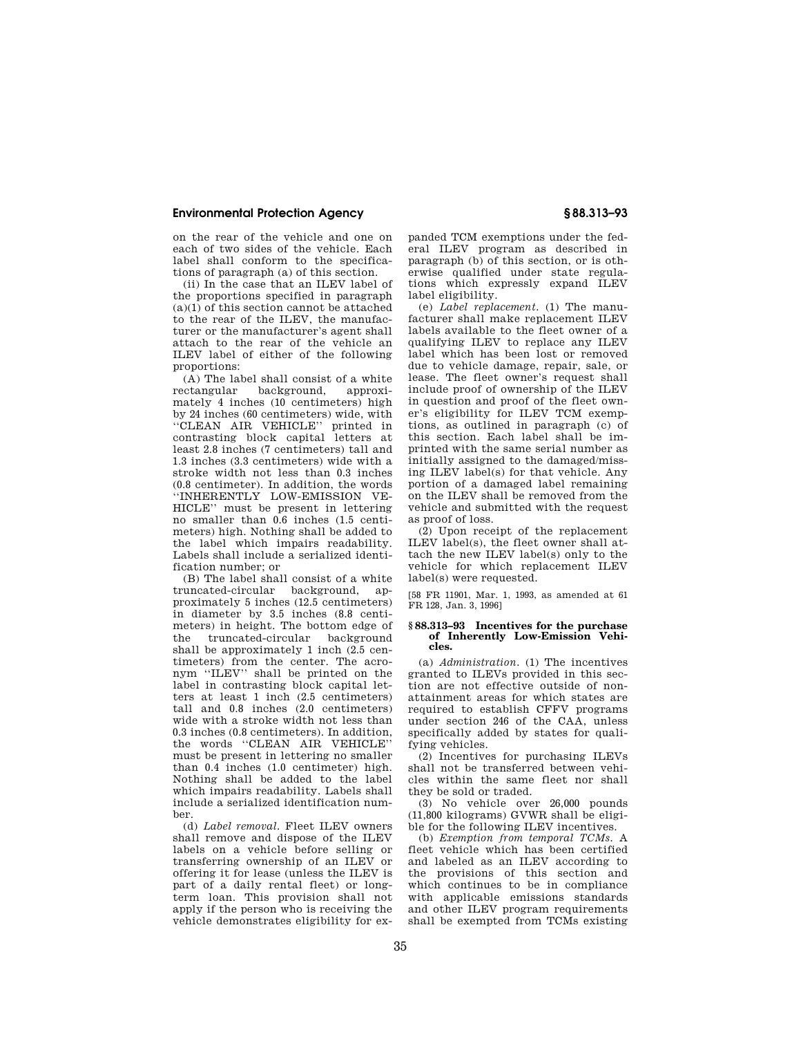on the rear of the vehicle and one on each of two sides of the vehicle. Each label shall conform to the specifications of paragraph (a) of this section.

(ii) In the case that an ILEV label of the proportions specified in paragraph (a)(1) of this section cannot be attached to the rear of the ILEV, the manufacturer or the manufacturer's agent shall attach to the rear of the vehicle an ILEV label of either of the following proportions:

(A) The label shall consist of a white rectangular background, approximately 4 inches (10 centimeters) high by 24 inches (60 centimeters) wide, with "CLEAN AIR VEHICLE" printed in contrasting block capital letters at least 2.8 inches (7 centimeters) tall and 1.3 inches (3.3 centimeters) wide with a stroke width not less than 0.3 inches (0.8 centimeter). In addition, the words "INHERENTLY LOW-EMISSION VEHICLE" must be present in lettering no smaller than 0.6 inches (1.5 centimeters) high. Nothing shall be added to the label which impairs readability. Labels shall include a serialized identification number; or

(B) The label shall consist of a white truncated-circular background, approximately 5 inches (12.5 centimeters) in diameter by 3.5 inches (8.8 centimeters) in height. The bottom edge of the truncated-circular background shall be approximately 1 inch (2.5 centimeters) from the center. The acronym "ILEV" shall be printed on the label in contrasting block capital letters at least 1 inch (2.5 centimeters) tall and 0.8 inches (2.0 centimeters) wide with a stroke width not less than 0.3 inches (0.8 centimeters). In addition, the words "CLEAN AIR VEHICLE" must be present in lettering no smaller than 0.4 inches (1.0 centimeter) high. Nothing shall be added to the label which impairs readability. Labels shall include a serialized identification number.

(d) *Label removal.* Fleet ILEV owners shall remove and dispose of the ILEV labels on a vehicle before selling or transferring ownership of an ILEV or offering it for lease (unless the ILEV is part of a daily rental fleet) or long-term loan. This provision shall not apply if the person who is receiving the vehicle demonstrates eligibility for expanded TCM exemptions under the federal ILEV program as described in paragraph (b) of this section, or is otherwise qualified under state regulations which expressly expand ILEV label eligibility.

(e) *Label replacement.* (1) The manufacturer shall make replacement ILEV labels available to the fleet owner of a qualifying ILEV to replace any ILEV label which has been lost or removed due to vehicle damage, repair, sale, or lease. The fleet owner's request shall include proof of ownership of the ILEV in question and proof of the fleet owner's eligibility for ILEV TCM exemptions, as outlined in paragraph (c) of this section. Each label shall be imprinted with the same serial number as initially assigned to the damaged/missing ILEV label(s) for that vehicle. Any portion of a damaged label remaining on the ILEV shall be removed from the vehicle and submitted with the request as proof of loss.

(2) Upon receipt of the replacement ILEV label(s), the fleet owner shall attach the new ILEV label(s) only to the vehicle for which replacement ILEV label(s) were requested.

[58 FR 11901, Mar. 1, 1993, as amended at 61 FR 128, Jan. 3, 1996]

## § 88.313–93 Incentives for the purchase of Inherently Low-Emission Vehicles.

(a) *Administration.* (1) The incentives granted to ILEVs provided in this section are not effective outside of nonattainment areas for which states are required to establish CFFV programs under section 246 of the CAA, unless specifically added by states for qualifying vehicles.

(2) Incentives for purchasing ILEVs shall not be transferred between vehicles within the same fleet nor shall they be sold or traded.

(3) No vehicle over 26,000 pounds (11,800 kilograms) GVWR shall be eligible for the following ILEV incentives.

(b) *Exemption from temporal TCMs.* A fleet vehicle which has been certified and labeled as an ILEV according to the provisions of this section and which continues to be in compliance with applicable emissions standards and other ILEV program requirements shall be exempted from TCMs existing